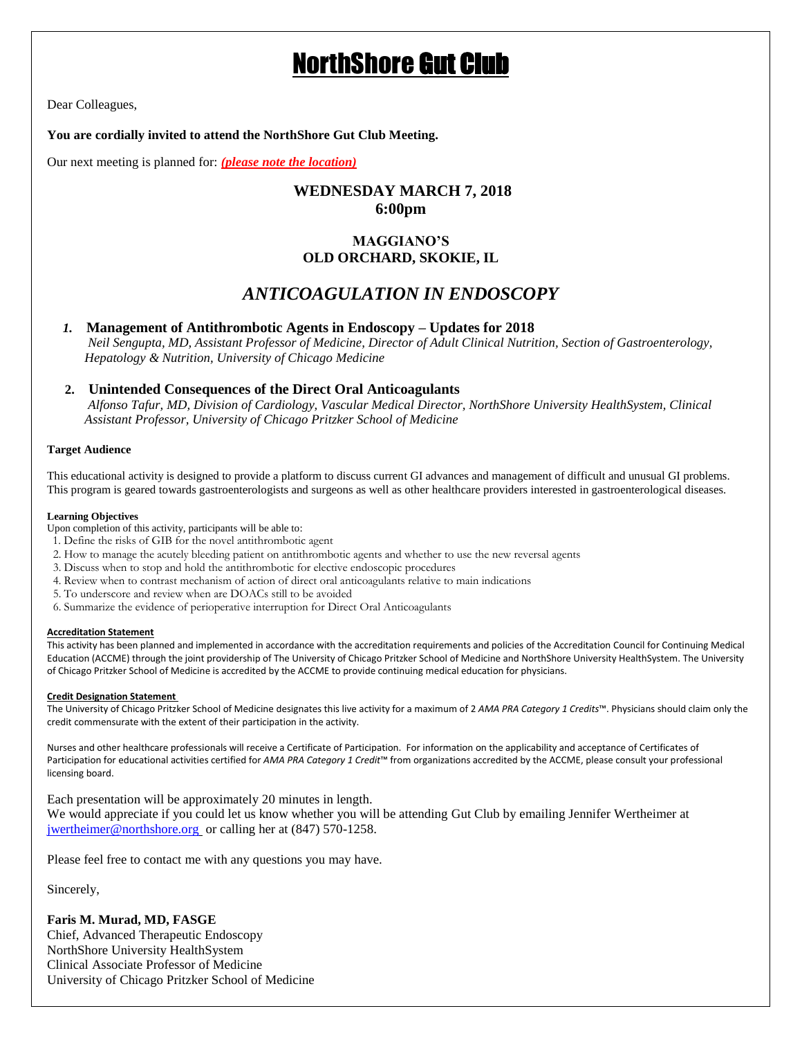# NorthShore Gut Club

Dear Colleagues,

**You are cordially invited to attend the NorthShore Gut Club Meeting.**

Our next meeting is planned for: ***(please note the location)***

**WEDNESDAY MARCH 7, 2018**
**6:00pm**

**MAGGIANO'S**
**OLD ORCHARD, SKOKIE, IL**

## *ANTICOAGULATION IN ENDOSCOPY*

1. **Management of Antithrombotic Agents in Endoscopy – Updates for 2018**
   *Neil Sengupta, MD, Assistant Professor of Medicine, Director of Adult Clinical Nutrition, Section of Gastroenterology, Hepatology & Nutrition, University of Chicago Medicine*

2. **Unintended Consequences of the Direct Oral Anticoagulants**
   *Alfonso Tafur, MD, Division of Cardiology, Vascular Medical Director, NorthShore University HealthSystem, Clinical Assistant Professor, University of Chicago Pritzker School of Medicine*

**Target Audience**

This educational activity is designed to provide a platform to discuss current GI advances and management of difficult and unusual GI problems. This program is geared towards gastroenterologists and surgeons as well as other healthcare providers interested in gastroenterological diseases.

**Learning Objectives**

Upon completion of this activity, participants will be able to:

1. Define the risks of GIB for the novel antithrombotic agent
2. How to manage the acutely bleeding patient on antithrombotic agents and whether to use the new reversal agents
3. Discuss when to stop and hold the antithrombotic for elective endoscopic procedures
4. Review when to contrast mechanism of action of direct oral anticoagulants relative to main indications
5. To underscore and review when are DOACs still to be avoided
6. Summarize the evidence of perioperative interruption for Direct Oral Anticoagulants

**Accreditation Statement**

This activity has been planned and implemented in accordance with the accreditation requirements and policies of the Accreditation Council for Continuing Medical Education (ACCME) through the joint providership of The University of Chicago Pritzker School of Medicine and NorthShore University HealthSystem. The University of Chicago Pritzker School of Medicine is accredited by the ACCME to provide continuing medical education for physicians.

**Credit Designation Statement**

The University of Chicago Pritzker School of Medicine designates this live activity for a maximum of 2 *AMA PRA Category 1 Credits*™. Physicians should claim only the credit commensurate with the extent of their participation in the activity.

Nurses and other healthcare professionals will receive a Certificate of Participation. For information on the applicability and acceptance of Certificates of Participation for educational activities certified for *AMA PRA Category 1 Credit*™ from organizations accredited by the ACCME, please consult your professional licensing board.

Each presentation will be approximately 20 minutes in length.
We would appreciate if you could let us know whether you will be attending Gut Club by emailing Jennifer Wertheimer at jwertheimer@northshore.org or calling her at (847) 570-1258.

Please feel free to contact me with any questions you may have.

Sincerely,

**Faris M. Murad, MD, FASGE**
Chief, Advanced Therapeutic Endoscopy
NorthShore University HealthSystem
Clinical Associate Professor of Medicine
University of Chicago Pritzker School of Medicine